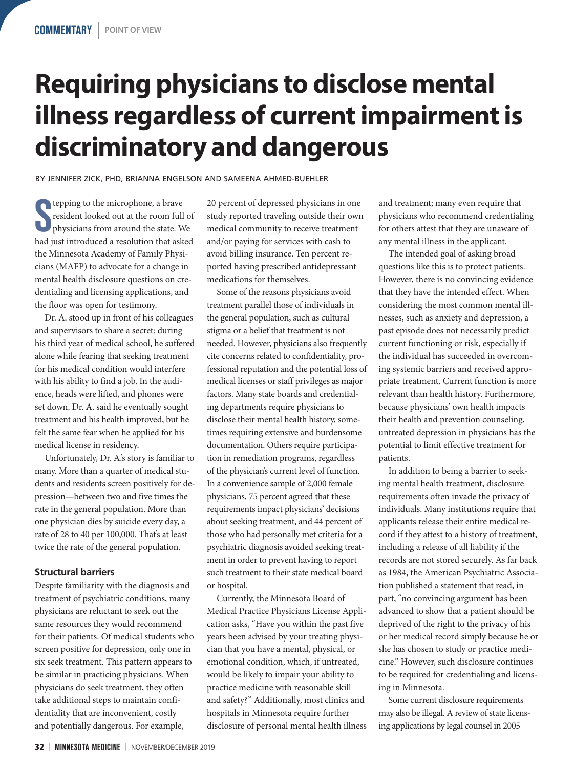COMMENTARY | POINT OF VIEW

# Requiring physicians to disclose mental illness regardless of current impairment is discriminatory and dangerous

BY JENNIFER ZICK, PHD, BRIANNA ENGELSON AND SAMEENA AHMED-BUEHLER

Stepping to the microphone, a brave resident looked out at the room full of physicians from around the state. We had just introduced a resolution that asked the Minnesota Academy of Family Physicians (MAFP) to advocate for a change in mental health disclosure questions on credentialing and licensing applications, and the floor was open for testimony.

Dr. A. stood up in front of his colleagues and supervisors to share a secret: during his third year of medical school, he suffered alone while fearing that seeking treatment for his medical condition would interfere with his ability to find a job. In the audience, heads were lifted, and phones were set down. Dr. A. said he eventually sought treatment and his health improved, but he felt the same fear when he applied for his medical license in residency.

Unfortunately, Dr. A.'s story is familiar to many. More than a quarter of medical students and residents screen positively for depression—between two and five times the rate in the general population. More than one physician dies by suicide every day, a rate of 28 to 40 per 100,000. That's at least twice the rate of the general population.

### Structural barriers

Despite familiarity with the diagnosis and treatment of psychiatric conditions, many physicians are reluctant to seek out the same resources they would recommend for their patients. Of medical students who screen positive for depression, only one in six seek treatment. This pattern appears to be similar in practicing physicians. When physicians do seek treatment, they often take additional steps to maintain confidentiality that are inconvenient, costly and potentially dangerous. For example, 20 percent of depressed physicians in one study reported traveling outside their own medical community to receive treatment and/or paying for services with cash to avoid billing insurance. Ten percent reported having prescribed antidepressant medications for themselves.

Some of the reasons physicians avoid treatment parallel those of individuals in the general population, such as cultural stigma or a belief that treatment is not needed. However, physicians also frequently cite concerns related to confidentiality, professional reputation and the potential loss of medical licenses or staff privileges as major factors. Many state boards and credentialing departments require physicians to disclose their mental health history, sometimes requiring extensive and burdensome documentation. Others require participation in remediation programs, regardless of the physician's current level of function. In a convenience sample of 2,000 female physicians, 75 percent agreed that these requirements impact physicians' decisions about seeking treatment, and 44 percent of those who had personally met criteria for a psychiatric diagnosis avoided seeking treatment in order to prevent having to report such treatment to their state medical board or hospital.

Currently, the Minnesota Board of Medical Practice Physicians License Application asks, "Have you within the past five years been advised by your treating physician that you have a mental, physical, or emotional condition, which, if untreated, would be likely to impair your ability to practice medicine with reasonable skill and safety?" Additionally, most clinics and hospitals in Minnesota require further disclosure of personal mental health illness and treatment; many even require that physicians who recommend credentialing for others attest that they are unaware of any mental illness in the applicant.

The intended goal of asking broad questions like this is to protect patients. However, there is no convincing evidence that they have the intended effect. When considering the most common mental illnesses, such as anxiety and depression, a past episode does not necessarily predict current functioning or risk, especially if the individual has succeeded in overcoming systemic barriers and received appropriate treatment. Current function is more relevant than health history. Furthermore, because physicians' own health impacts their health and prevention counseling, untreated depression in physicians has the potential to limit effective treatment for patients.

In addition to being a barrier to seeking mental health treatment, disclosure requirements often invade the privacy of individuals. Many institutions require that applicants release their entire medical record if they attest to a history of treatment, including a release of all liability if the records are not stored securely. As far back as 1984, the American Psychiatric Association published a statement that read, in part, "no convincing argument has been advanced to show that a patient should be deprived of the right to the privacy of his or her medical record simply because he or she has chosen to study or practice medicine." However, such disclosure continues to be required for credentialing and licensing in Minnesota.

Some current disclosure requirements may also be illegal. A review of state licensing applications by legal counsel in 2005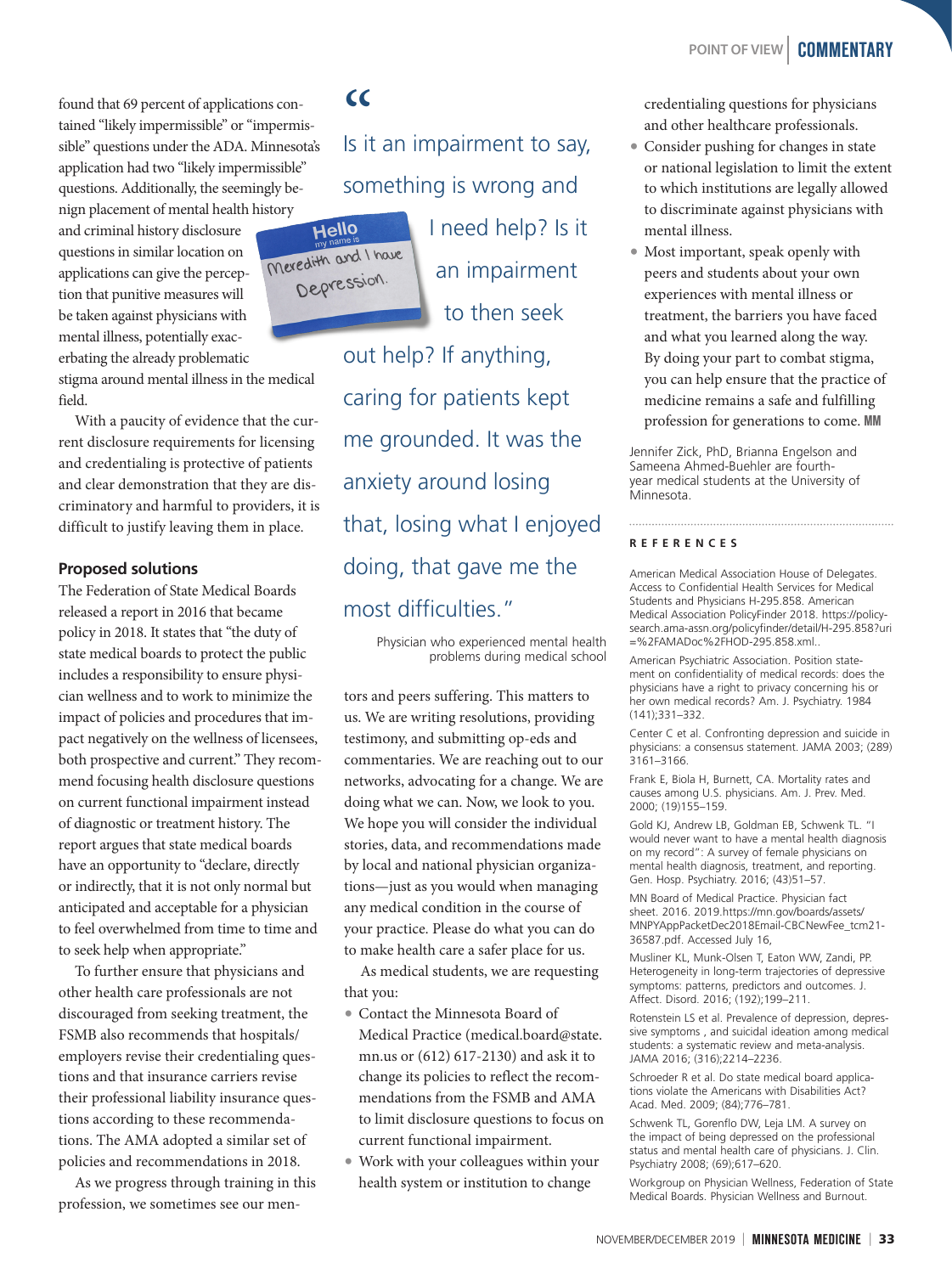found that 69 percent of applications contained "likely impermissible" or "impermissible" questions under the ADA. Minnesota's application had two "likely impermissible" questions. Additionally, the seemingly benign placement of mental health history and criminal history disclosure questions in similar location on applications can give the perception that punitive measures will be taken against physicians with mental illness, potentially exacerbating the already problematic stigma around mental illness in the medical field.

With a paucity of evidence that the current disclosure requirements for licensing and credentialing is protective of patients and clear demonstration that they are discriminatory and harmful to providers, it is difficult to justify leaving them in place.

### Proposed solutions

The Federation of State Medical Boards released a report in 2016 that became policy in 2018. It states that "the duty of state medical boards to protect the public includes a responsibility to ensure physician wellness and to work to minimize the impact of policies and procedures that impact negatively on the wellness of licensees, both prospective and current." They recommend focusing health disclosure questions on current functional impairment instead of diagnostic or treatment history. The report argues that state medical boards have an opportunity to "declare, directly or indirectly, that it is not only normal but anticipated and acceptable for a physician to feel overwhelmed from time to time and to seek help when appropriate."

To further ensure that physicians and other health care professionals are not discouraged from seeking treatment, the FSMB also recommends that hospitals/employers revise their credentialing questions and that insurance carriers revise their professional liability insurance questions according to these recommendations. The AMA adopted a similar set of policies and recommendations in 2018.

As we progress through training in this profession, we sometimes see our mentors and peers suffering. This matters to us. We are writing resolutions, providing testimony, and submitting op-eds and commentaries. We are reaching out to our networks, advocating for a change. We are doing what we can. Now, we look to you. We hope you will consider the individual stories, data, and recommendations made by local and national physician organizations—just as you would when managing any medical condition in the course of your practice. Please do what you can do to make health care a safer place for us.

> "Is it an impairment to say, something is wrong and I need help? Is it an impairment to then seek out help? If anything, caring for patients kept me grounded. It was the anxiety around losing that, losing what I enjoyed doing, that gave me the most difficulties."
>
> Physician who experienced mental health problems during medical school

Hello
my name is
Meredith and I have Depression.

As medical students, we are requesting that you:

- Contact the Minnesota Board of Medical Practice (medical.board@state.mn.us or (612) 617-2130) and ask it to change its policies to reflect the recommendations from the FSMB and AMA to limit disclosure questions to focus on current functional impairment.
- Work with your colleagues within your health system or institution to change credentialing questions for physicians and other healthcare professionals.
- Consider pushing for changes in state or national legislation to limit the extent to which institutions are legally allowed to discriminate against physicians with mental illness.
- Most important, speak openly with peers and students about your own experiences with mental illness or treatment, the barriers you have faced and what you learned along the way. By doing your part to combat stigma, you can help ensure that the practice of medicine remains a safe and fulfilling profession for generations to come. **MM**

Jennifer Zick, PhD, Brianna Engelson and Sameena Ahmed-Buehler are fourth-year medical students at the University of Minnesota.

#### REFERENCES

American Medical Association House of Delegates. Access to Confidential Health Services for Medical Students and Physicians H-295.858. American Medical Association PolicyFinder 2018. https://policysearch.ama-assn.org/policyfinder/detail/H-295.858?uri=%2FAMADoc%2FHOD-295.858.xml..

American Psychiatric Association. Position statement on confidentiality of medical records: does the physicians have a right to privacy concerning his or her own medical records? Am. J. Psychiatry. 1984 (141);331–332.

Center C et al. Confronting depression and suicide in physicians: a consensus statement. JAMA 2003; (289) 3161–3166.

Frank E, Biola H, Burnett, CA. Mortality rates and causes among U.S. physicians. Am. J. Prev. Med. 2000; (19)155–159.

Gold KJ, Andrew LB, Goldman EB, Schwenk TL. "I would never want to have a mental health diagnosis on my record": A survey of female physicians on mental health diagnosis, treatment, and reporting. Gen. Hosp. Psychiatry. 2016; (43)51–57.

MN Board of Medical Practice. Physician fact sheet. 2016. 2019.https://mn.gov/boards/assets/MNPYAppPacketDec2018Email-CBCNewFee_tcm21-36587.pdf. Accessed July 16,

Musliner KL, Munk-Olsen T, Eaton WW, Zandi, PP. Heterogeneity in long-term trajectories of depressive symptoms: patterns, predictors and outcomes. J. Affect. Disord. 2016; (192);199–211.

Rotenstein LS et al. Prevalence of depression, depressive symptoms , and suicidal ideation among medical students: a systematic review and meta-analysis. JAMA 2016; (316);2214–2236.

Schroeder R et al. Do state medical board applications violate the Americans with Disabilities Act? Acad. Med. 2009; (84);776–781.

Schwenk TL, Gorenflo DW, Leja LM. A survey on the impact of being depressed on the professional status and mental health care of physicians. J. Clin. Psychiatry 2008; (69);617–620.

Workgroup on Physician Wellness, Federation of State Medical Boards. Physician Wellness and Burnout.